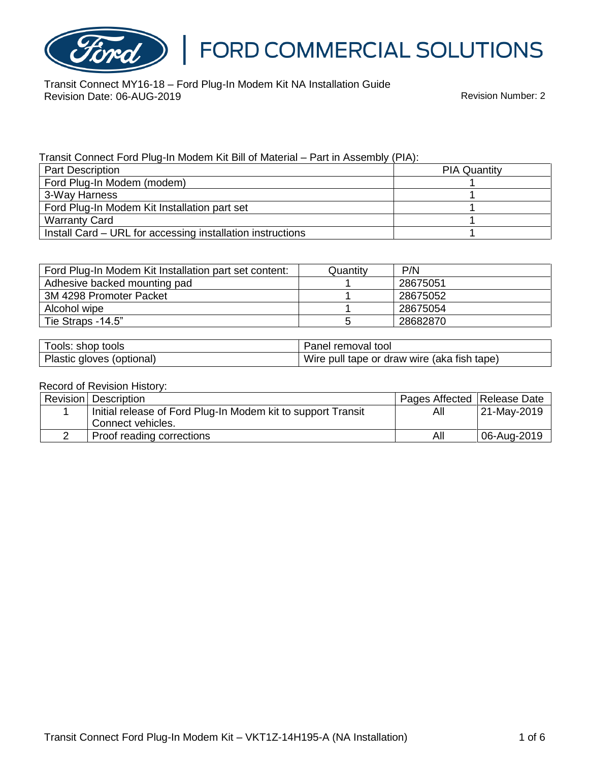FORD COMMERCIAL SOLUTIONS

Transit Connect MY16-18 – Ford Plug-In Modem Kit NA Installation Guide
Revision Date: 06-AUG-2019

Revision Number: 2

Transit Connect Ford Plug-In Modem Kit Bill of Material – Part in Assembly (PIA):

| Part Description | PIA Quantity |
| --- | --- |
| Ford Plug-In Modem (modem) | 1 |
| 3-Way Harness | 1 |
| Ford Plug-In Modem Kit Installation part set | 1 |
| Warranty Card | 1 |
| Install Card – URL for accessing installation instructions | 1 |

| Ford Plug-In Modem Kit Installation part set content: | Quantity | P/N |
| --- | --- | --- |
| Adhesive backed mounting pad | 1 | 28675051 |
| 3M 4298 Promoter Packet | 1 | 28675052 |
| Alcohol wipe | 1 | 28675054 |
| Tie Straps -14.5" | 5 | 28682870 |

| Tools: shop tools | Panel removal tool |
| --- | --- |
| Plastic gloves (optional) | Wire pull tape or draw wire (aka fish tape) |

Record of Revision History:

| Revision | Description | Pages Affected | Release Date |
| --- | --- | --- | --- |
| 1 | Initial release of Ford Plug-In Modem kit to support Transit Connect vehicles. | All | 21-May-2019 |
| 2 | Proof reading corrections | All | 06-Aug-2019 |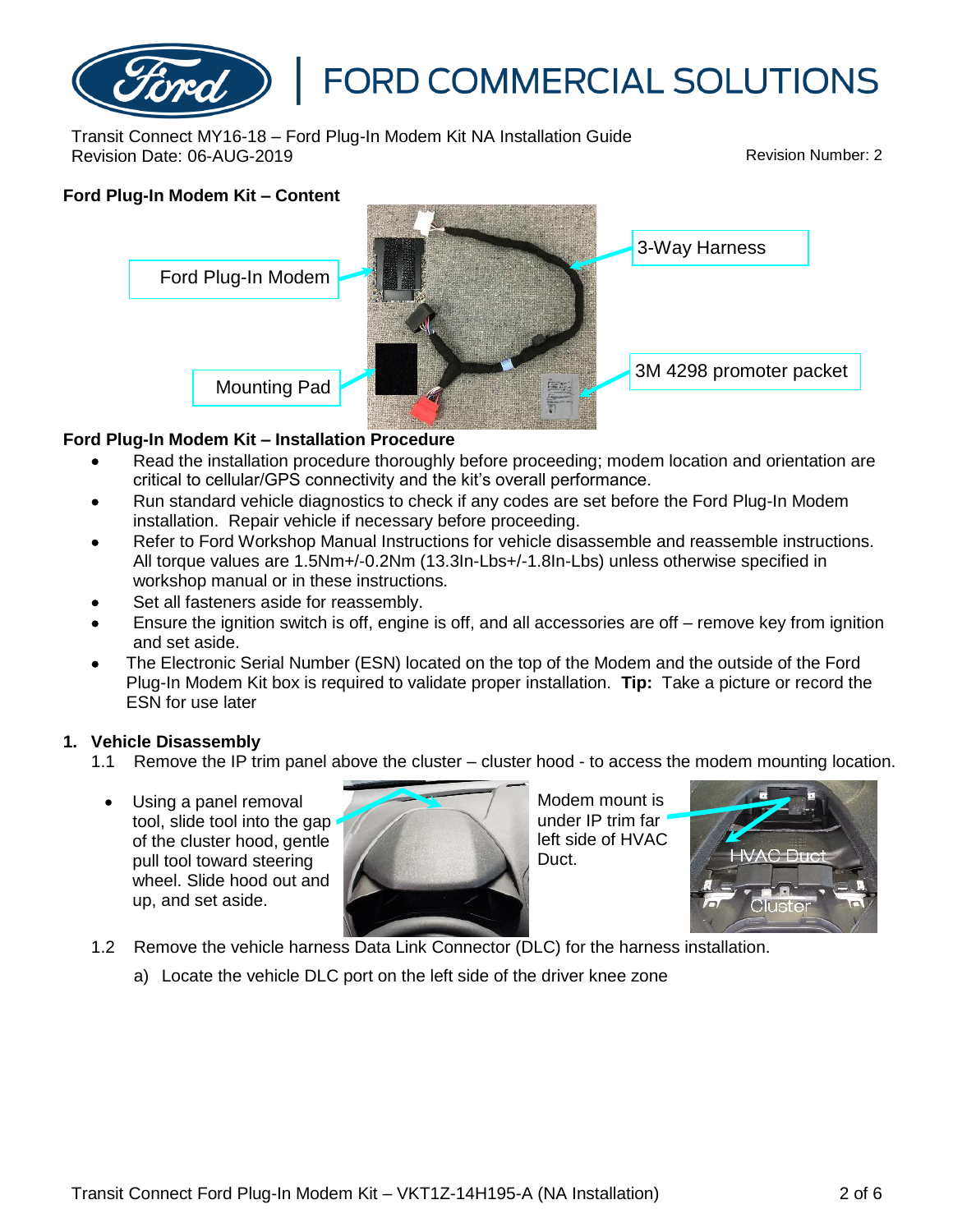Transit Connect MY16-18 – Ford Plug-In Modem Kit NA Installation Guide
Revision Date: 06-AUG-2019

Revision Number: 2

### Ford Plug-In Modem Kit – Content

Ford Plug-In Modem

3-Way Harness

Mounting Pad

3M 4298 promoter packet

### Ford Plug-In Modem Kit – Installation Procedure

- Read the installation procedure thoroughly before proceeding; modem location and orientation are critical to cellular/GPS connectivity and the kit's overall performance.
- Run standard vehicle diagnostics to check if any codes are set before the Ford Plug-In Modem installation. Repair vehicle if necessary before proceeding.
- Refer to Ford Workshop Manual Instructions for vehicle disassemble and reassemble instructions. All torque values are 1.5Nm+/-0.2Nm (13.3In-Lbs+/-1.8In-Lbs) unless otherwise specified in workshop manual or in these instructions.
- Set all fasteners aside for reassembly.
- Ensure the ignition switch is off, engine is off, and all accessories are off – remove key from ignition and set aside.
- The Electronic Serial Number (ESN) located on the top of the Modem and the outside of the Ford Plug-In Modem Kit box is required to validate proper installation. **Tip:** Take a picture or record the ESN for use later

### 1. Vehicle Disassembly

1.1 Remove the IP trim panel above the cluster – cluster hood - to access the modem mounting location.

- Using a panel removal tool, slide tool into the gap of the cluster hood, gentle pull tool toward steering wheel. Slide hood out and up, and set aside.

Modem mount is under IP trim far left side of HVAC Duct.

HVAC Duct

Cluster

1.2 Remove the vehicle harness Data Link Connector (DLC) for the harness installation.

a) Locate the vehicle DLC port on the left side of the driver knee zone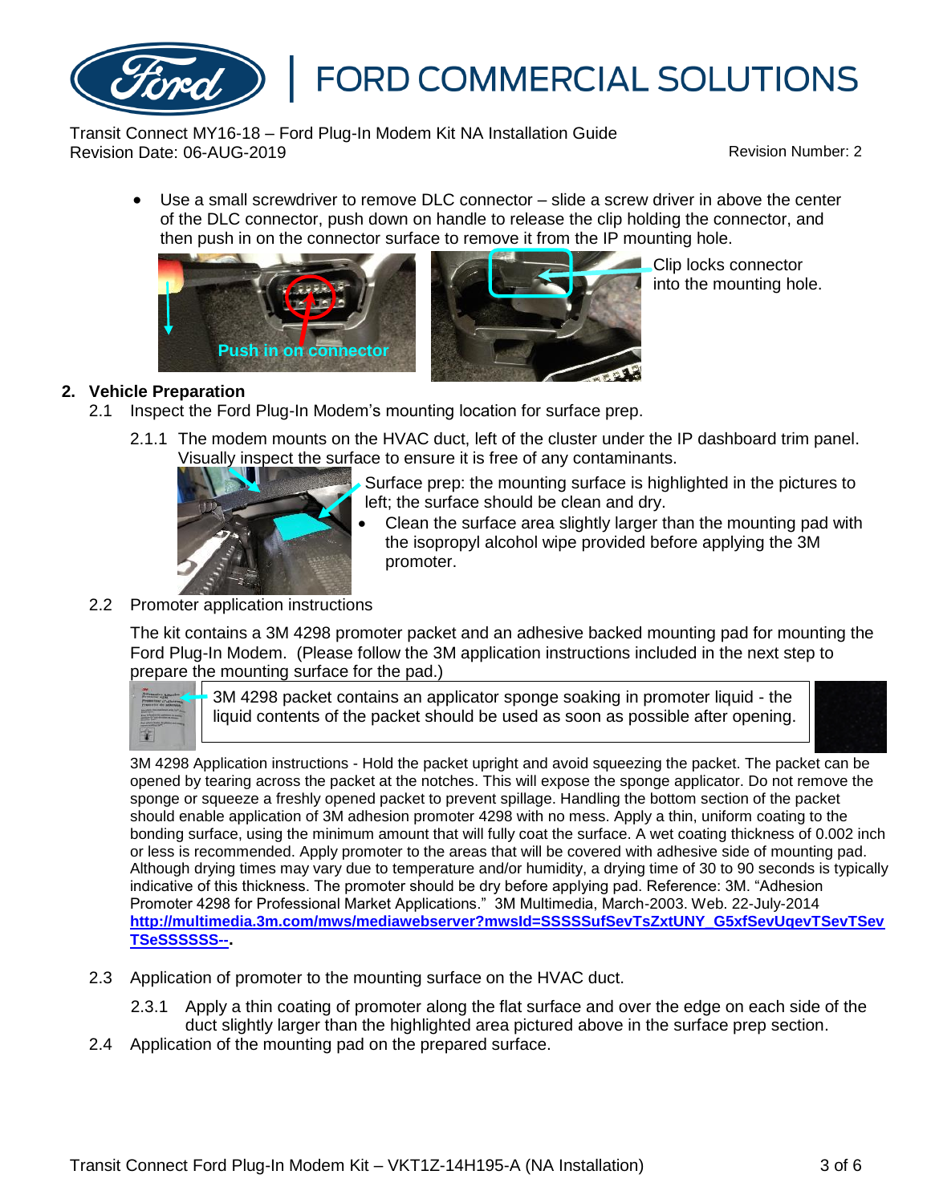- Use a small screwdriver to remove DLC connector – slide a screw driver in above the center of the DLC connector, push down on handle to release the clip holding the connector, and then push in on the connector surface to remove it from the IP mounting hole.

Push in on connector

Clip locks connector into the mounting hole.

## 2. Vehicle Preparation

2.1 Inspect the Ford Plug-In Modem's mounting location for surface prep.

2.1.1 The modem mounts on the HVAC duct, left of the cluster under the IP dashboard trim panel. Visually inspect the surface to ensure it is free of any contaminants.

Surface prep: the mounting surface is highlighted in the pictures to left; the surface should be clean and dry.

- Clean the surface area slightly larger than the mounting pad with the isopropyl alcohol wipe provided before applying the 3M promoter.

2.2 Promoter application instructions

The kit contains a 3M 4298 promoter packet and an adhesive backed mounting pad for mounting the Ford Plug-In Modem. (Please follow the 3M application instructions included in the next step to prepare the mounting surface for the pad.)

3M 4298 packet contains an applicator sponge soaking in promoter liquid - the liquid contents of the packet should be used as soon as possible after opening.

3M 4298 Application instructions - Hold the packet upright and avoid squeezing the packet. The packet can be opened by tearing across the packet at the notches. This will expose the sponge applicator. Do not remove the sponge or squeeze a freshly opened packet to prevent spillage. Handling the bottom section of the packet should enable application of 3M adhesion promoter 4298 with no mess. Apply a thin, uniform coating to the bonding surface, using the minimum amount that will fully coat the surface. A wet coating thickness of 0.002 inch or less is recommended. Apply promoter to the areas that will be covered with adhesive side of mounting pad. Although drying times may vary due to temperature and/or humidity, a drying time of 30 to 90 seconds is typically indicative of this thickness. The promoter should be dry before applying pad. Reference: 3M. "Adhesion Promoter 4298 for Professional Market Applications." 3M Multimedia, March-2003. Web. 22-July-2014 **http://multimedia.3m.com/mws/mediawebserver?mwsId=SSSSSufSevTsZxtUNY_G5xfSevUqevTSevTSevTSeSSSSSS--.**

2.3 Application of promoter to the mounting surface on the HVAC duct.

2.3.1 Apply a thin coating of promoter along the flat surface and over the edge on each side of the duct slightly larger than the highlighted area pictured above in the surface prep section.

2.4 Application of the mounting pad on the prepared surface.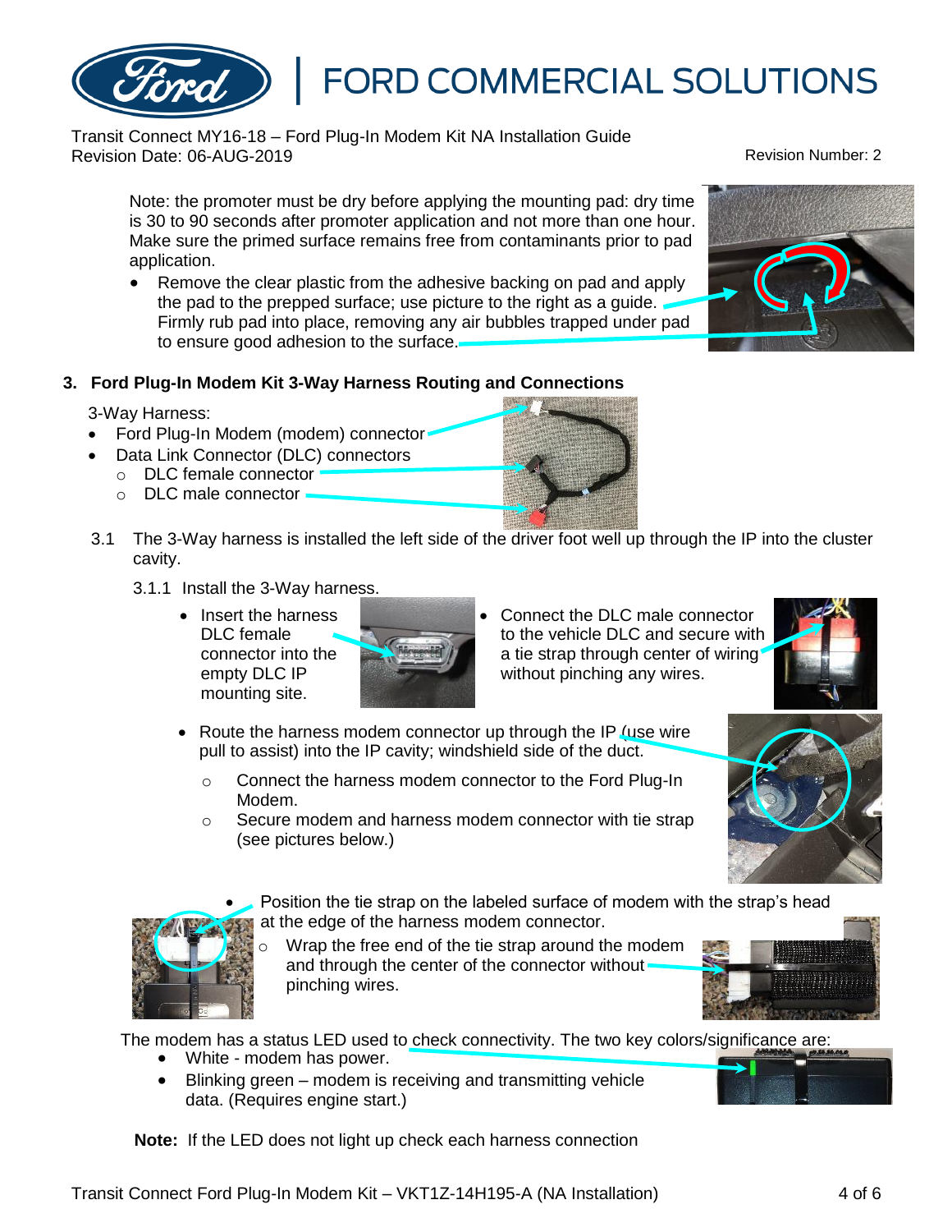Note: the promoter must be dry before applying the mounting pad: dry time is 30 to 90 seconds after promoter application and not more than one hour. Make sure the primed surface remains free from contaminants prior to pad application.

- Remove the clear plastic from the adhesive backing on pad and apply the pad to the prepped surface; use picture to the right as a guide. Firmly rub pad into place, removing any air bubbles trapped under pad to ensure good adhesion to the surface.

### 3. Ford Plug-In Modem Kit 3-Way Harness Routing and Connections

3-Way Harness:

- Ford Plug-In Modem (modem) connector
- Data Link Connector (DLC) connectors
  - DLC female connector
  - DLC male connector

3.1 The 3-Way harness is installed the left side of the driver foot well up through the IP into the cluster cavity.

3.1.1 Install the 3-Way harness.

- Insert the harness DLC female connector into the empty DLC IP mounting site.
- Connect the DLC male connector to the vehicle DLC and secure with a tie strap through center of wiring without pinching any wires.
- Route the harness modem connector up through the IP (use wire pull to assist) into the IP cavity; windshield side of the duct.
  - Connect the harness modem connector to the Ford Plug-In Modem.
  - Secure modem and harness modem connector with tie strap (see pictures below.)
- Position the tie strap on the labeled surface of modem with the strap's head at the edge of the harness modem connector.
  - Wrap the free end of the tie strap around the modem and through the center of the connector without pinching wires.

The modem has a status LED used to check connectivity. The two key colors/significance are:

- White - modem has power.
- Blinking green – modem is receiving and transmitting vehicle data. (Requires engine start.)

**Note:** If the LED does not light up check each harness connection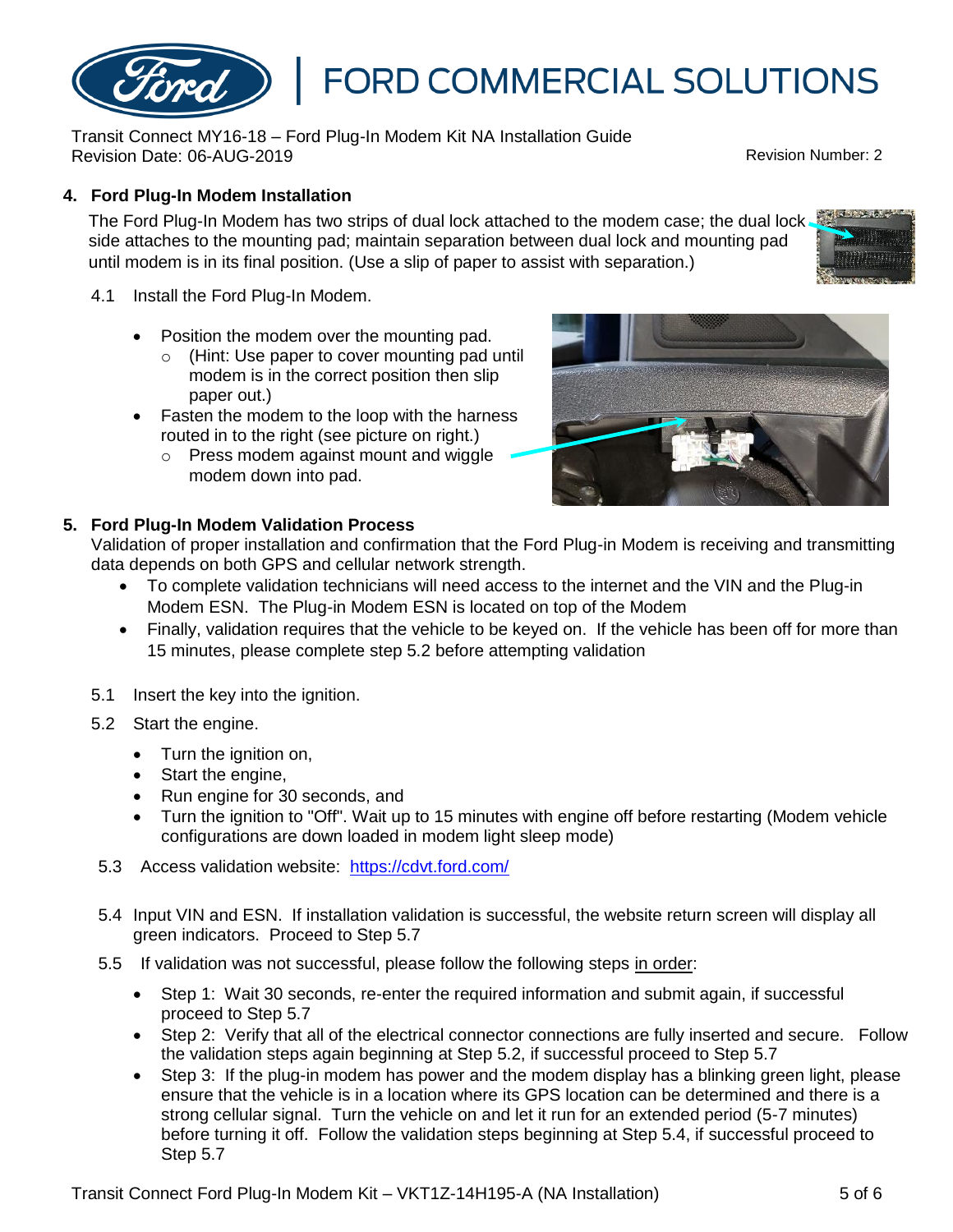## 4. Ford Plug-In Modem Installation

The Ford Plug-In Modem has two strips of dual lock attached to the modem case; the dual lock side attaches to the mounting pad; maintain separation between dual lock and mounting pad until modem is in its final position. (Use a slip of paper to assist with separation.)

4.1 Install the Ford Plug-In Modem.

- Position the modem over the mounting pad.
  - (Hint: Use paper to cover mounting pad until modem is in the correct position then slip paper out.)
- Fasten the modem to the loop with the harness routed in to the right (see picture on right.)
  - Press modem against mount and wiggle modem down into pad.

## 5. Ford Plug-In Modem Validation Process

Validation of proper installation and confirmation that the Ford Plug-in Modem is receiving and transmitting data depends on both GPS and cellular network strength.

- To complete validation technicians will need access to the internet and the VIN and the Plug-in Modem ESN. The Plug-in Modem ESN is located on top of the Modem
- Finally, validation requires that the vehicle to be keyed on. If the vehicle has been off for more than 15 minutes, please complete step 5.2 before attempting validation

5.1 Insert the key into the ignition.

5.2 Start the engine.

- Turn the ignition on,
- Start the engine,
- Run engine for 30 seconds, and
- Turn the ignition to "Off". Wait up to 15 minutes with engine off before restarting (Modem vehicle configurations are down loaded in modem light sleep mode)

5.3 Access validation website: https://cdvt.ford.com/

5.4 Input VIN and ESN. If installation validation is successful, the website return screen will display all green indicators. Proceed to Step 5.7

5.5 If validation was not successful, please follow the following steps in order:

- Step 1: Wait 30 seconds, re-enter the required information and submit again, if successful proceed to Step 5.7
- Step 2: Verify that all of the electrical connector connections are fully inserted and secure. Follow the validation steps again beginning at Step 5.2, if successful proceed to Step 5.7
- Step 3: If the plug-in modem has power and the modem display has a blinking green light, please ensure that the vehicle is in a location where its GPS location can be determined and there is a strong cellular signal. Turn the vehicle on and let it run for an extended period (5-7 minutes) before turning it off. Follow the validation steps beginning at Step 5.4, if successful proceed to Step 5.7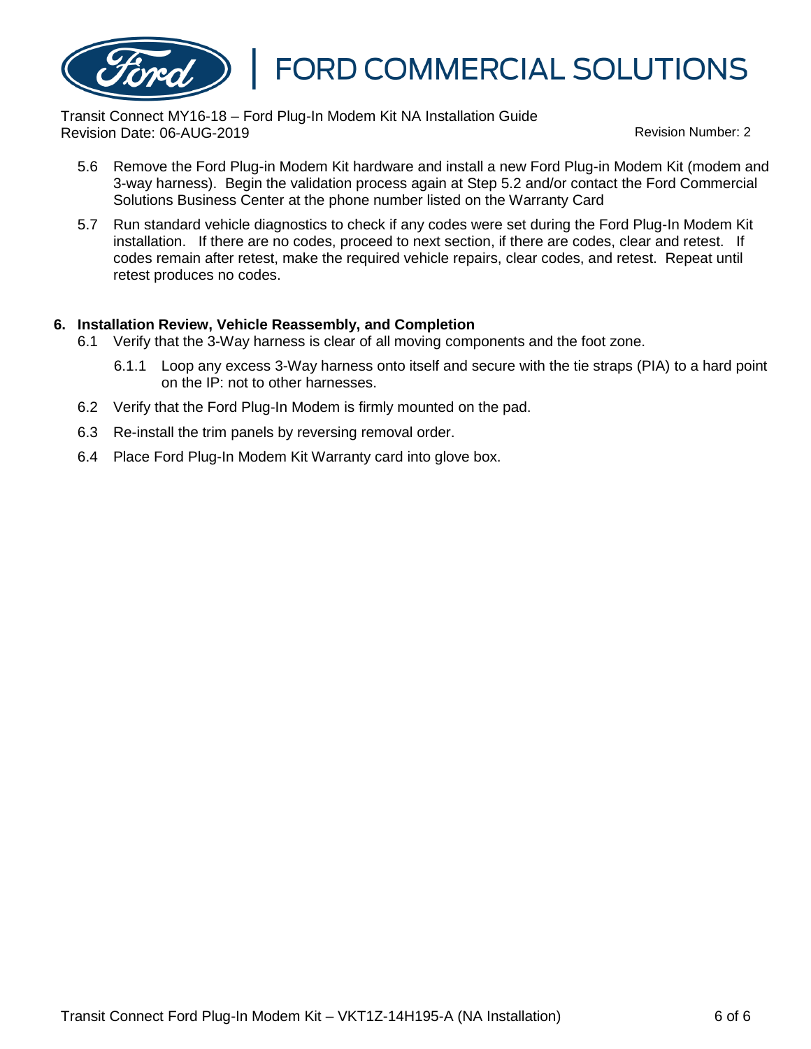5.6 Remove the Ford Plug-in Modem Kit hardware and install a new Ford Plug-in Modem Kit (modem and 3-way harness). Begin the validation process again at Step 5.2 and/or contact the Ford Commercial Solutions Business Center at the phone number listed on the Warranty Card

5.7 Run standard vehicle diagnostics to check if any codes were set during the Ford Plug-In Modem Kit installation. If there are no codes, proceed to next section, if there are codes, clear and retest. If codes remain after retest, make the required vehicle repairs, clear codes, and retest. Repeat until retest produces no codes.

## 6. Installation Review, Vehicle Reassembly, and Completion

6.1 Verify that the 3-Way harness is clear of all moving components and the foot zone.

6.1.1 Loop any excess 3-Way harness onto itself and secure with the tie straps (PIA) to a hard point on the IP: not to other harnesses.

6.2 Verify that the Ford Plug-In Modem is firmly mounted on the pad.

6.3 Re-install the trim panels by reversing removal order.

6.4 Place Ford Plug-In Modem Kit Warranty card into glove box.